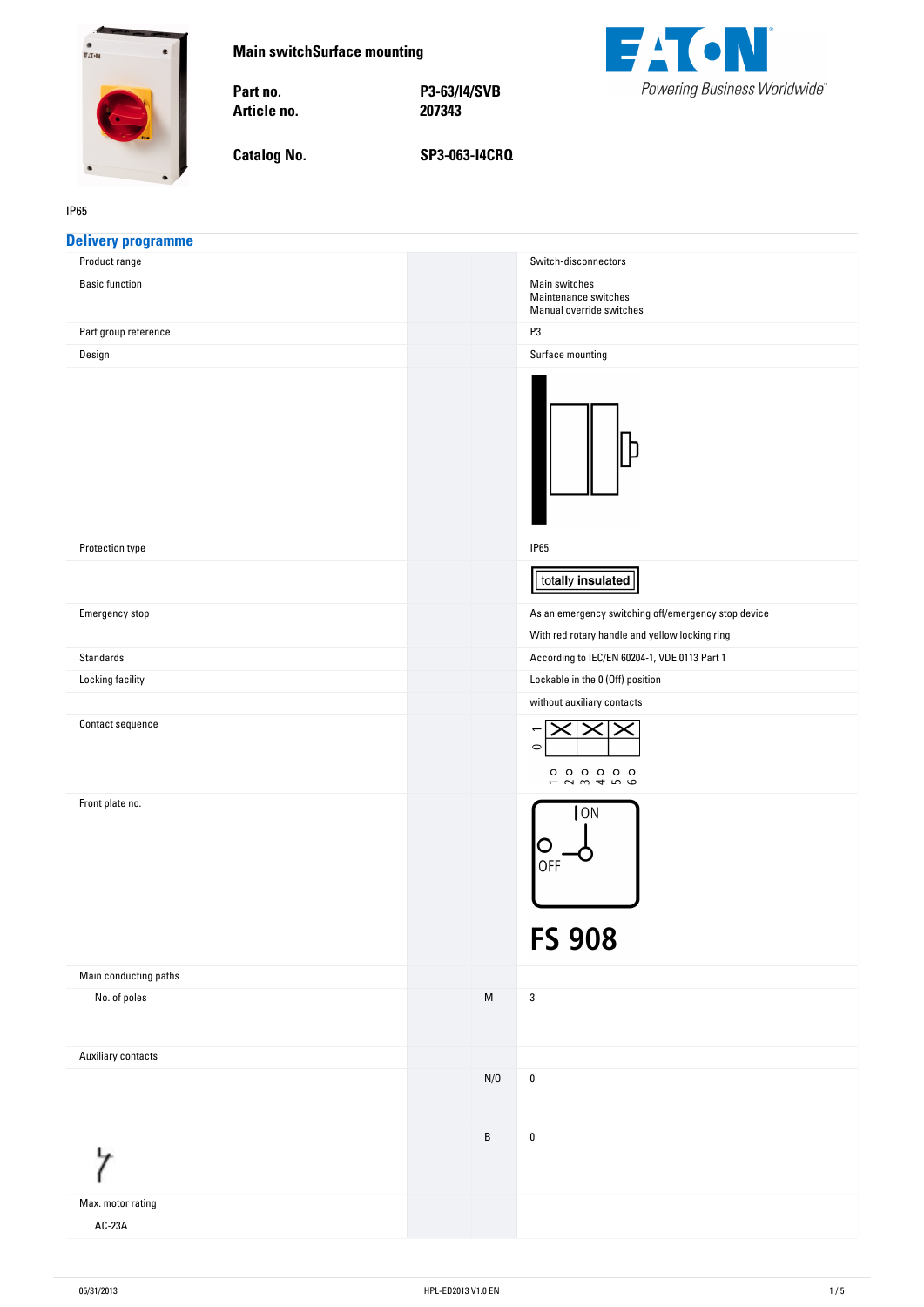# Main switchSurface mounting

**Part no.** P3-63/I4/SVB
**Article no.** 207343

**Catalog No.** SP3-063-I4CRQ

IP65

## Delivery programme

| | | |
|---|---|---|
| Product range | | Switch-disconnectors |
| Basic function | | Main switches<br>Maintenance switches<br>Manual override switches |
| Part group reference | | P3 |
| Design | | Surface mounting |
| Protection type | | IP65 |
| | | totally insulated |
| Emergency stop | | As an emergency switching off/emergency stop device |
| | | With red rotary handle and yellow locking ring |
| Standards | | According to IEC/EN 60204-1, VDE 0113 Part 1 |
| Locking facility | | Lockable in the 0 (Off) position |
| | | without auxiliary contacts |
| Contact sequence | | |
| Front plate no. | | FS 908 |
| Main conducting paths | | |
| No. of poles | M | 3 |
| Auxiliary contacts | | |
| | N/O | 0 |
| | B | 0 |
| Max. motor rating | | |
| AC-23A | | |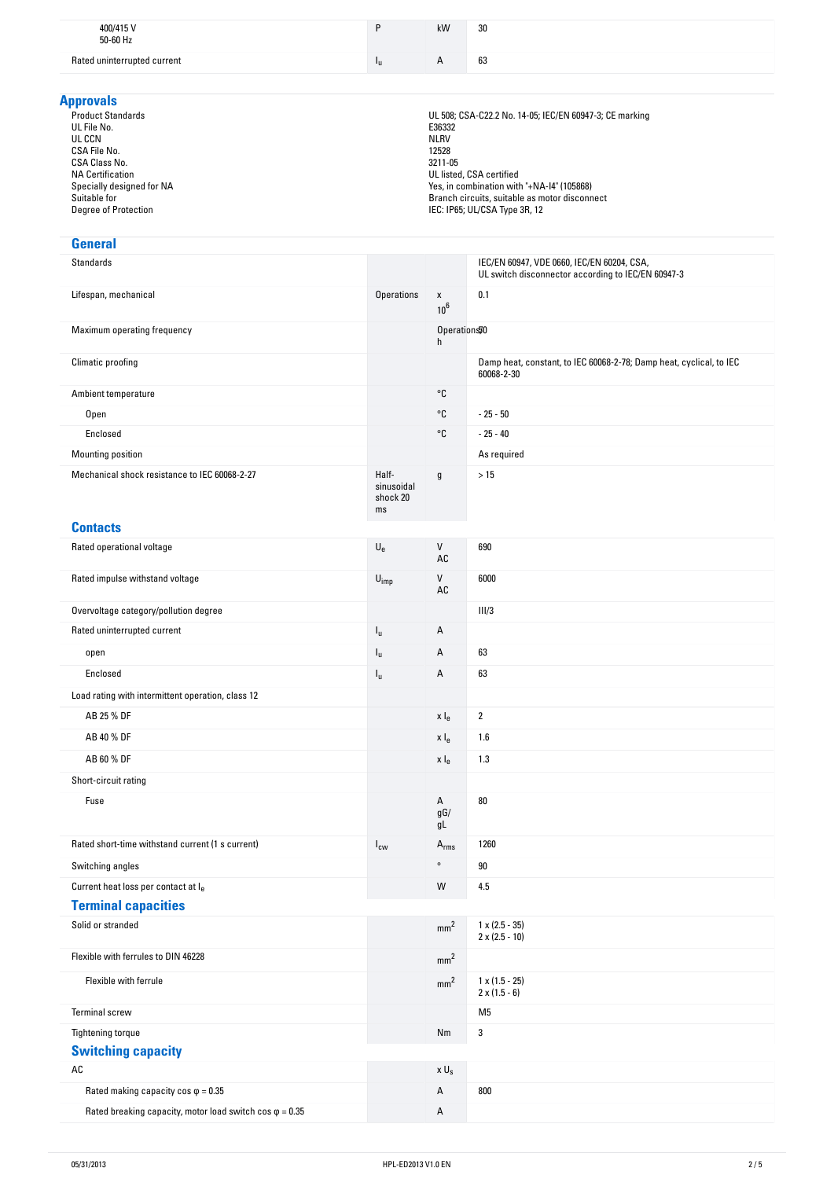| | | | |
|---|---|---|---|
| 400/415 V 50-60 Hz | P | kW | 30 |
| Rated uninterrupted current | $I_u$ | A | 63 |

## Approvals

| | |
|---|---|
| Product Standards | UL 508; CSA-C22.2 No. 14-05; IEC/EN 60947-3; CE marking |
| UL File No. | E36332 |
| UL CCN | NLRV |
| CSA File No. | 12528 |
| CSA Class No. | 3211-05 |
| NA Certification | UL listed, CSA certified |
| Specially designed for NA | Yes, in combination with "+NA-I4" (105868) |
| Suitable for | Branch circuits, suitable as motor disconnect |
| Degree of Protection | IEC: IP65; UL/CSA Type 3R, 12 |

## General

| | | | |
|---|---|---|---|
| Standards | | | IEC/EN 60947, VDE 0660, IEC/EN 60204, CSA, UL switch disconnector according to IEC/EN 60947-3 |
| Lifespan, mechanical | Operations | x $10^6$ | 0.1 |
| Maximum operating frequency | | Operations/h | 50 |
| Climatic proofing | | | Damp heat, constant, to IEC 60068-2-78; Damp heat, cyclical, to IEC 60068-2-30 |
| Ambient temperature | | °C | |
| Open | | °C | - 25 - 50 |
| Enclosed | | °C | - 25 - 40 |
| Mounting position | | | As required |
| Mechanical shock resistance to IEC 60068-2-27 | Half-sinusoidal shock 20 ms | g | > 15 |

## Contacts

| | | | |
|---|---|---|---|
| Rated operational voltage | $U_e$ | V AC | 690 |
| Rated impulse withstand voltage | $U_{imp}$ | V AC | 6000 |
| Overvoltage category/pollution degree | | | III/3 |
| Rated uninterrupted current | $I_u$ | A | |
| open | $I_u$ | A | 63 |
| Enclosed | $I_u$ | A | 63 |
| Load rating with intermittent operation, class 12 | | | |
| AB 25 % DF | | x $I_e$ | 2 |
| AB 40 % DF | | x $I_e$ | 1.6 |
| AB 60 % DF | | x $I_e$ | 1.3 |
| Short-circuit rating | | | |
| Fuse | | A gG/gL | 80 |
| Rated short-time withstand current (1 s current) | $I_{cw}$ | $A_{rms}$ | 1260 |
| Switching angles | | ° | 90 |
| Current heat loss per contact at $I_e$ | | W | 4.5 |

## Terminal capacities

| | | | |
|---|---|---|---|
| Solid or stranded | | $mm^2$ | 1 x (2.5 - 35)<br>2 x (2.5 - 10) |
| Flexible with ferrules to DIN 46228 | | $mm^2$ | |
| Flexible with ferrule | | $mm^2$ | 1 x (1.5 - 25)<br>2 x (1.5 - 6) |
| Terminal screw | | | M5 |
| Tightening torque | | Nm | 3 |

## Switching capacity

| | | | |
|---|---|---|---|
| AC | | x $U_s$ | |
| Rated making capacity cos φ = 0.35 | | A | 800 |
| Rated breaking capacity, motor load switch cos φ = 0.35 | | A | |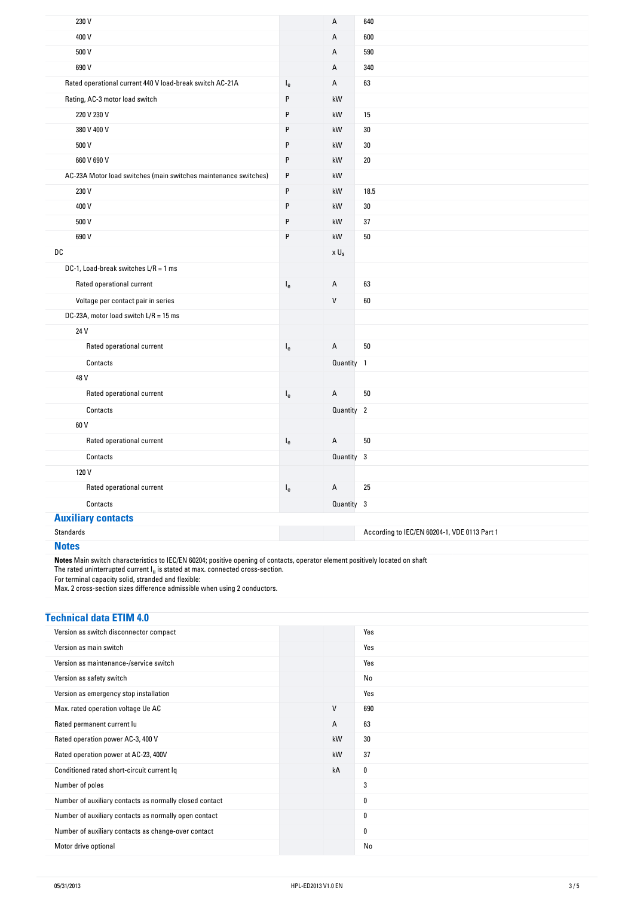| | | | |
|---|---|---|---|
| 230 V | | A | 640 |
| 400 V | | A | 600 |
| 500 V | | A | 590 |
| 690 V | | A | 340 |
| Rated operational current 440 V load-break switch AC-21A | $I_e$ | A | 63 |
| Rating, AC-3 motor load switch | P | kW | |
| 220 V 230 V | P | kW | 15 |
| 380 V 400 V | P | kW | 30 |
| 500 V | P | kW | 30 |
| 660 V 690 V | P | kW | 20 |
| AC-23A Motor load switches (main switches maintenance switches) | P | kW | |
| 230 V | P | kW | 18.5 |
| 400 V | P | kW | 30 |
| 500 V | P | kW | 37 |
| 690 V | P | kW | 50 |
| DC | | x $U_s$ | |
| DC-1, Load-break switches L/R = 1 ms | | | |
| Rated operational current | $I_e$ | A | 63 |
| Voltage per contact pair in series | | V | 60 |
| DC-23A, motor load switch L/R = 15 ms | | | |
| 24 V | | | |
| Rated operational current | $I_e$ | A | 50 |
| Contacts | | Quantity | 1 |
| 48 V | | | |
| Rated operational current | $I_e$ | A | 50 |
| Contacts | | Quantity | 2 |
| 60 V | | | |
| Rated operational current | $I_e$ | A | 50 |
| Contacts | | Quantity | 3 |
| 120 V | | | |
| Rated operational current | $I_e$ | A | 25 |
| Contacts | | Quantity | 3 |

## Auxiliary contacts

| | | |
|---|---|---|
| Standards | | According to IEC/EN 60204-1, VDE 0113 Part 1 |

## Notes

**Notes** Main switch characteristics to IEC/EN 60204; positive opening of contacts, operator element positively located on shaft
The rated uninterrupted current $I_u$ is stated at max. connected cross-section.
For terminal capacity solid, stranded and flexible:
Max. 2 cross-section sizes difference admissible when using 2 conductors.

## Technical data ETIM 4.0

| | | |
|---|---|---|
| Version as switch disconnector compact | | Yes |
| Version as main switch | | Yes |
| Version as maintenance-/service switch | | Yes |
| Version as safety switch | | No |
| Version as emergency stop installation | | Yes |
| Max. rated operation voltage Ue AC | V | 690 |
| Rated permanent current Iu | A | 63 |
| Rated operation power AC-3, 400 V | kW | 30 |
| Rated operation power at AC-23, 400V | kW | 37 |
| Conditioned rated short-circuit current Iq | kA | 0 |
| Number of poles | | 3 |
| Number of auxiliary contacts as normally closed contact | | 0 |
| Number of auxiliary contacts as normally open contact | | 0 |
| Number of auxiliary contacts as change-over contact | | 0 |
| Motor drive optional | | No |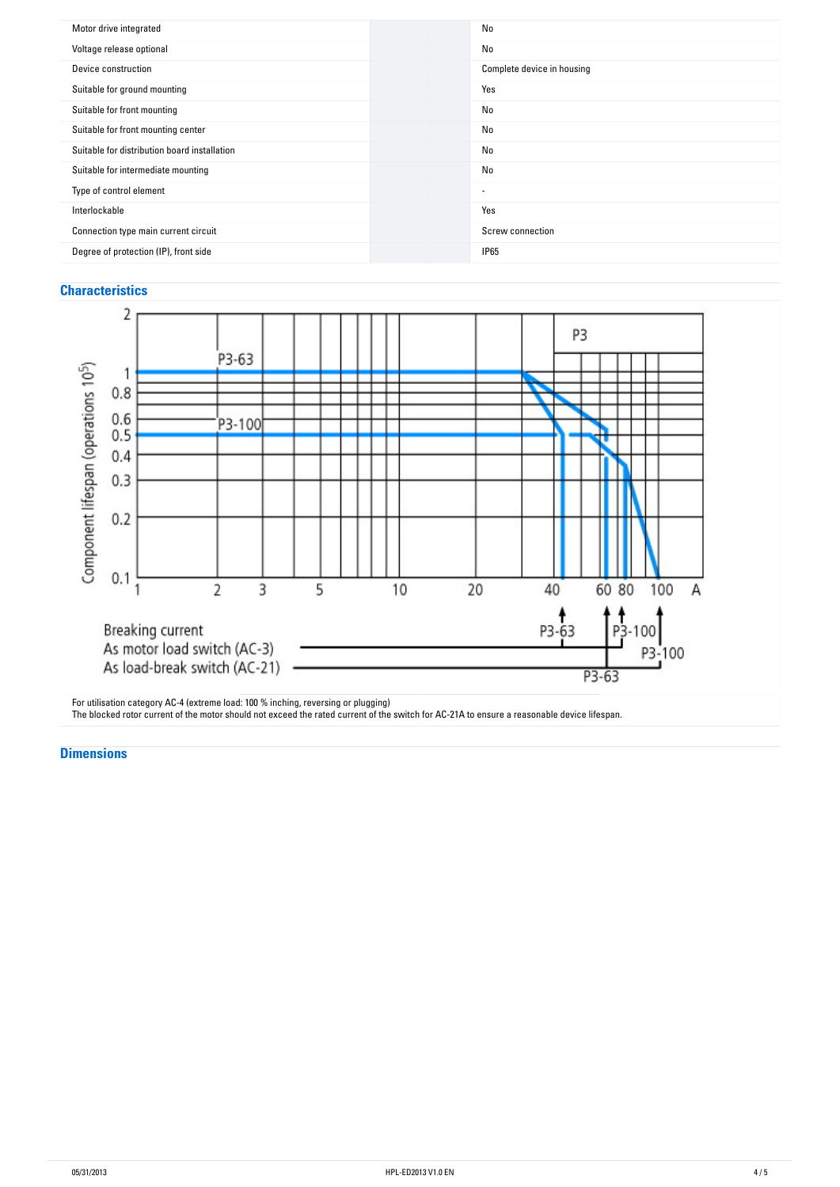| | | |
|---|---|---|
| Motor drive integrated | | No |
| Voltage release optional | | No |
| Device construction | | Complete device in housing |
| Suitable for ground mounting | | Yes |
| Suitable for front mounting | | No |
| Suitable for front mounting center | | No |
| Suitable for distribution board installation | | No |
| Suitable for intermediate mounting | | No |
| Type of control element | | - |
| Interlockable | | Yes |
| Connection type main current circuit | | Screw connection |
| Degree of protection (IP), front side | | IP65 |

## Characteristics

Component lifespan (operations $10^5$)

2
1
0.8
0.6
0.5
0.4
0.3
0.2
0.1

P3
P3-63
P3-100

1 2 3 5 10 20 40 60 80 100 A

Breaking current
As motor load switch (AC-3)
As load-break switch (AC-21)

P3-63
P3-100
P3-100
P3-63

For utilisation category AC-4 (extreme load: 100 % inching, reversing or plugging)
The blocked rotor current of the motor should not exceed the rated current of the switch for AC-21A to ensure a reasonable device lifespan.

## Dimensions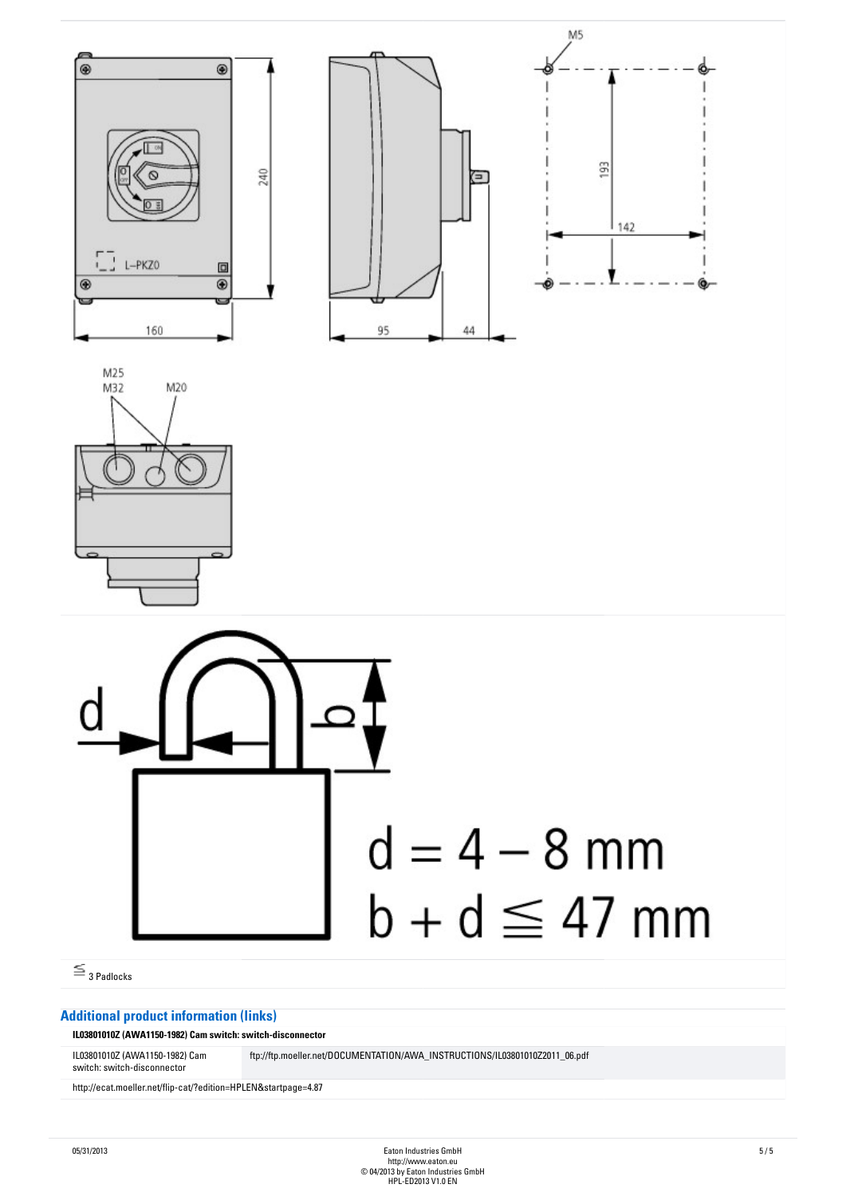M5

193

142

240

160

95

44

L-PKZ0

M25
M32

M20

d

b

$d = 4 - 8$ mm
$b + d \leqq 47$ mm

$\leqq$ 3 Padlocks

## Additional product information (links)

**IL03801010Z (AWA1150-1982) Cam switch: switch-disconnector**

| | |
|---|---|
| IL03801010Z (AWA1150-1982) Cam switch: switch-disconnector | ftp://ftp.moeller.net/DOCUMENTATION/AWA_INSTRUCTIONS/IL03801010Z2011_06.pdf |

http://ecat.moeller.net/flip-cat/?edition=HPLEN&startpage=4.87

05/31/2013

Eaton Industries GmbH
http://www.eaton.eu
© 04/2013 by Eaton Industries GmbH
HPL-ED2013 V1.0 EN